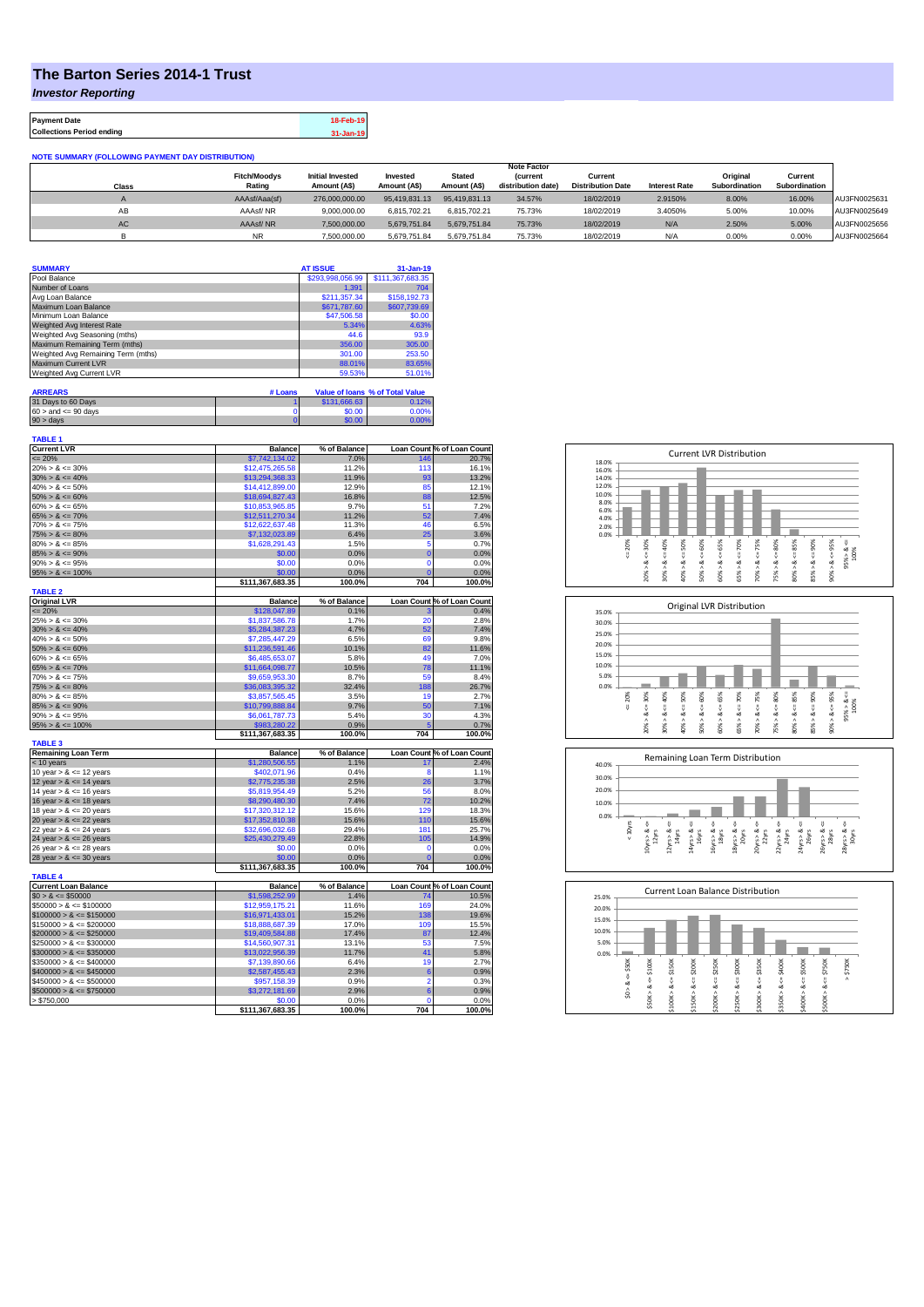# The Barton Series 2014-1 Trust

## *Investor Reporting*

| | |
|---|---|
| **Payment Date** | 18-Feb-19 |
| **Collections Period ending** | 31-Jan-19 |

**NOTE SUMMARY (FOLLOWING PAYMENT DAY DISTRIBUTION)**

| Class | Fitch/Moodys Rating | Initial Invested Amount (A$) | Invested Amount (A$) | Stated Amount (A$) | Note Factor (current distribution date) | Current Distribution Date | Interest Rate | Original Subordination | Current Subordination | |
|---|---|---|---|---|---|---|---|---|---|---|
| A | AAAsf/Aaa(sf) | 276,000,000.00 | 95,419,831.13 | 95,419,831.13 | 34.57% | 18/02/2019 | 2.9150% | 8.00% | 16.00% | AU3FN0025631 |
| AB | AAAsf/ NR | 9,000,000.00 | 6,815,702.21 | 6,815,702.21 | 75.73% | 18/02/2019 | 3.4050% | 5.00% | 10.00% | AU3FN0025649 |
| AC | AAAsf/ NR | 7,500,000.00 | 5,679,751.84 | 5,679,751.84 | 75.73% | 18/02/2019 | N/A | 2.50% | 5.00% | AU3FN0025656 |
| B | NR | 7,500,000.00 | 5,679,751.84 | 5,679,751.84 | 75.73% | 18/02/2019 | N/A | 0.00% | 0.00% | AU3FN0025664 |

| SUMMARY | AT ISSUE | 31-Jan-19 |
|---|---|---|
| Pool Balance | $293,998,056.99 | $111,367,683.35 |
| Number of Loans | 1,391 | 704 |
| Avg Loan Balance | $211,357.34 | $158,192.73 |
| Maximum Loan Balance | $671,787.60 | $607,739.69 |
| Minimum Loan Balance | $47,506.58 | $0.00 |
| Weighted Avg Interest Rate | 5.34% | 4.63% |
| Weighted Avg Seasoning (mths) | 44.6 | 93.9 |
| Maximum Remaining Term (mths) | 356.00 | 305.00 |
| Weighted Avg Remaining Term (mths) | 301.00 | 253.50 |
| Maximum Current LVR | 88.01% | 83.65% |
| Weighted Avg Current LVR | 59.53% | 51.01% |

| ARREARS | # Loans | Value of loans | % of Total Value |
|---|---|---|---|
| 31 Days to 60 Days | 1 | $131,666.63 | 0.12% |
| 60 > and <= 90 days | 0 | $0.00 | 0.00% |
| 90 > days | 0 | $0.00 | 0.00% |

**TABLE 1**

| Current LVR | Balance | % of Balance | Loan Count | % of Loan Count |
|---|---|---|---|---|
| <= 20% | $7,742,134.02 | 7.0% | 146 | 20.7% |
| 20% > & <= 30% | $12,475,265.58 | 11.2% | 113 | 16.1% |
| 30% > & <= 40% | $13,294,368.33 | 11.9% | 93 | 13.2% |
| 40% > & <= 50% | $14,412,899.00 | 12.9% | 85 | 12.1% |
| 50% > & <= 60% | $18,694,827.43 | 16.8% | 88 | 12.5% |
| 60% > & <= 65% | $10,853,965.85 | 9.7% | 51 | 7.2% |
| 65% > & <= 70% | $12,511,270.34 | 11.2% | 52 | 7.4% |
| 70% > & <= 75% | $12,622,637.48 | 11.3% | 46 | 6.5% |
| 75% > & <= 80% | $7,132,023.89 | 6.4% | 25 | 3.6% |
| 80% > & <= 85% | $1,628,291.43 | 1.5% | 5 | 0.7% |
| 85% > & <= 90% | $0.00 | 0.0% | 0 | 0.0% |
| 90% > & <= 95% | $0.00 | 0.0% | 0 | 0.0% |
| 95% > & <= 100% | $0.00 | 0.0% | 0 | 0.0% |
| | $111,367,683.35 | 100.0% | 704 | 100.0% |

**TABLE 2**

| Original LVR | Balance | % of Balance | Loan Count | % of Loan Count |
|---|---|---|---|---|
| <= 20% | $128,047.89 | 0.1% | 3 | 0.4% |
| 25% > & <= 30% | $1,837,586.78 | 1.7% | 20 | 2.8% |
| 30% > & <= 40% | $5,284,387.23 | 4.7% | 52 | 7.4% |
| 40% > & <= 50% | $7,285,447.29 | 6.5% | 69 | 9.8% |
| 50% > & <= 60% | $11,236,591.46 | 10.1% | 82 | 11.6% |
| 60% > & <= 65% | $6,485,653.07 | 5.8% | 49 | 7.0% |
| 65% > & <= 70% | $11,664,098.77 | 10.5% | 78 | 11.1% |
| 70% > & <= 75% | $9,659,953.30 | 8.7% | 59 | 8.4% |
| 75% > & <= 80% | $36,083,395.32 | 32.4% | 188 | 26.7% |
| 80% > & <= 85% | $3,857,565.45 | 3.5% | 19 | 2.7% |
| 85% > & <= 90% | $10,799,888.84 | 9.7% | 50 | 7.1% |
| 90% > & <= 95% | $6,061,787.73 | 5.4% | 30 | 4.3% |
| 95% > & <= 100% | $983,280.22 | 0.9% | 5 | 0.7% |
| | $111,367,683.35 | 100.0% | 704 | 100.0% |

**TABLE 3**

| Remaining Loan Term | Balance | % of Balance | Loan Count | % of Loan Count |
|---|---|---|---|---|
| < 10 years | $1,280,506.55 | 1.1% | 17 | 2.4% |
| 10 year > & <= 12 years | $402,071.96 | 0.4% | 8 | 1.1% |
| 12 year > & <= 14 years | $2,775,235.38 | 2.5% | 26 | 3.7% |
| 14 year > & <= 16 years | $5,819,954.49 | 5.2% | 56 | 8.0% |
| 16 year > & <= 18 years | $8,290,480.30 | 7.4% | 72 | 10.2% |
| 18 year > & <= 20 years | $17,320,312.12 | 15.6% | 129 | 18.3% |
| 20 year > & <= 22 years | $17,352,810.38 | 15.6% | 110 | 15.6% |
| 22 year > & <= 24 years | $32,696,032.68 | 29.4% | 181 | 25.7% |
| 24 year > & <= 26 years | $25,430,279.49 | 22.8% | 105 | 14.9% |
| 26 year > & <= 28 years | $0.00 | 0.0% | 0 | 0.0% |
| 28 year > & <= 30 years | $0.00 | 0.0% | 0 | 0.0% |
| | $111,367,683.35 | 100.0% | 704 | 100.0% |

**TABLE 4**

| Current Loan Balance | Balance | % of Balance | Loan Count | % of Loan Count |
|---|---|---|---|---|
| $0 > & <= $50000 | $1,598,252.99 | 1.4% | 74 | 10.5% |
| $50000 > & <= $100000 | $12,959,175.21 | 11.6% | 169 | 24.0% |
| $100000 > & <= $150000 | $16,971,433.01 | 15.2% | 138 | 19.6% |
| $150000 > & <= $200000 | $18,888,687.39 | 17.0% | 109 | 15.5% |
| $200000 > & <= $250000 | $19,409,584.88 | 17.4% | 87 | 12.4% |
| $250000 > & <= $300000 | $14,560,907.31 | 13.1% | 53 | 7.5% |
| $300000 > & <= $350000 | $13,022,956.39 | 11.7% | 41 | 5.8% |
| $350000 > & <= $400000 | $7,139,890.66 | 6.4% | 19 | 2.7% |
| $400000 > & <= $450000 | $2,587,455.43 | 2.3% | 6 | 0.9% |
| $450000 > & <= $500000 | $957,158.39 | 0.9% | 2 | 0.3% |
| $500000 > & <= $750000 | $3,272,181.69 | 2.9% | 6 | 0.9% |
| > $750,000 | $0.00 | 0.0% | 0 | 0.0% |
| | $111,367,683.35 | 100.0% | 704 | 100.0% |

Current LVR Distribution

Original LVR Distribution

Remaining Loan Term Distribution

Current Loan Balance Distribution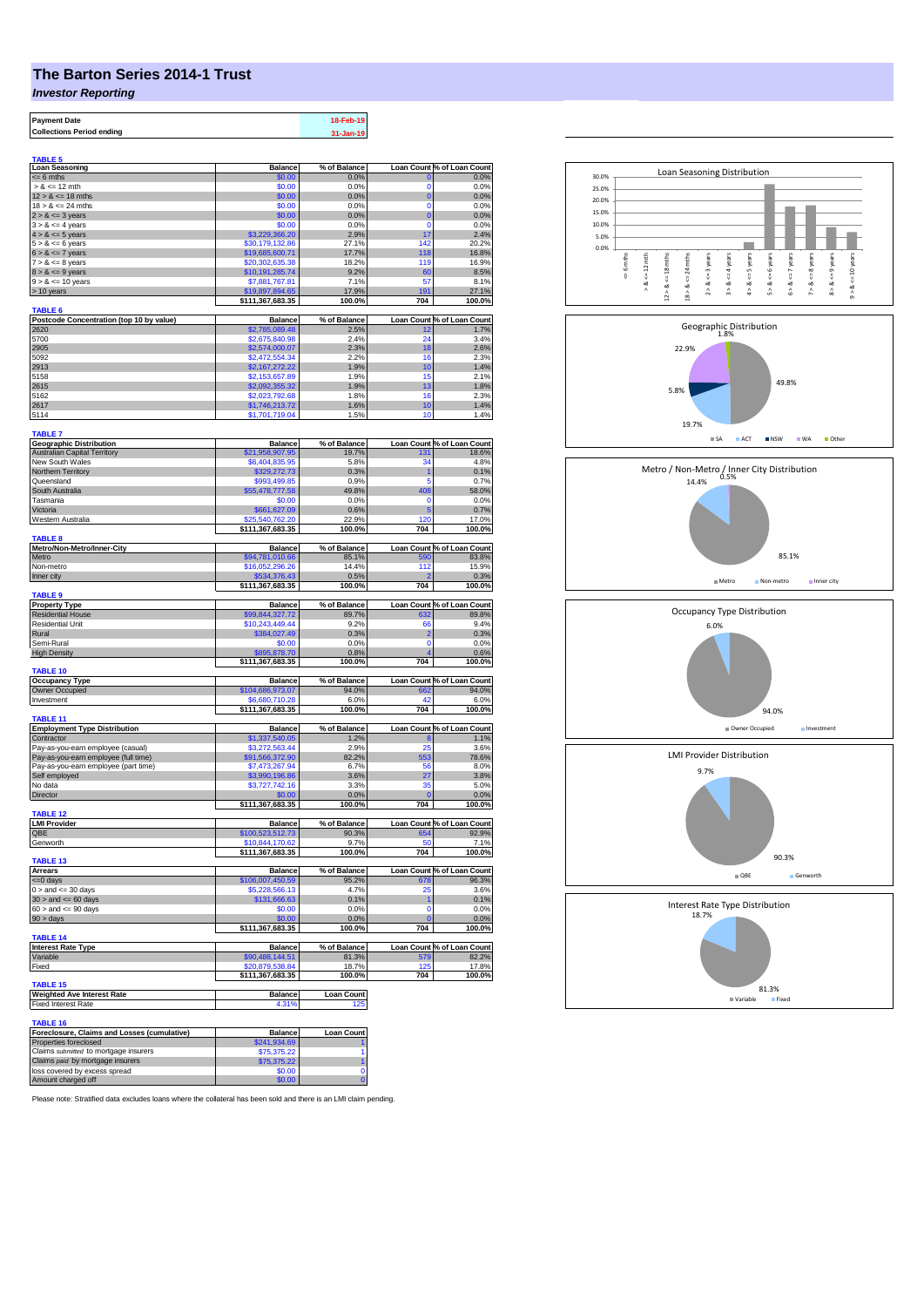# The Barton Series 2014-1 Trust

## *Investor Reporting*

| | |
|---|---|
| **Payment Date** | 18-Feb-19 |
| **Collections Period ending** | 31-Jan-19 |

**TABLE 5**

| Loan Seasoning | Balance | % of Balance | Loan Count | % of Loan Count |
|---|---|---|---|---|
| <= 6 mths | $0.00 | 0.0% | 0 | 0.0% |
| > & <= 12 mth | $0.00 | 0.0% | 0 | 0.0% |
| 12 > & <= 18 mths | $0.00 | 0.0% | 0 | 0.0% |
| 18 > & <= 24 mths | $0.00 | 0.0% | 0 | 0.0% |
| 2 > & <= 3 years | $0.00 | 0.0% | 0 | 0.0% |
| 3 > & <= 4 years | $0.00 | 0.0% | 0 | 0.0% |
| 4 > & <= 5 years | $3,229,366.20 | 2.9% | 17 | 2.4% |
| 5 > & <= 6 years | $30,179,132.86 | 27.1% | 142 | 20.2% |
| 6 > & <= 7 years | $19,685,600.71 | 17.7% | 118 | 16.8% |
| 7 > & <= 8 years | $20,302,635.38 | 18.2% | 119 | 16.9% |
| 8 > & <= 9 years | $10,191,285.74 | 9.2% | 60 | 8.5% |
| 9 > & <= 10 years | $7,881,767.81 | 7.1% | 57 | 8.1% |
| > 10 years | $19,897,894.65 | 17.9% | 191 | 27.1% |
| | $111,367,683.35 | 100.0% | 704 | 100.0% |

**TABLE 6**

| Postcode Concentration (top 10 by value) | Balance | % of Balance | Loan Count | % of Loan Count |
|---|---|---|---|---|
| 2620 | $2,785,089.48 | 2.5% | 12 | 1.7% |
| 5700 | $2,675,840.98 | 2.4% | 24 | 3.4% |
| 2905 | $2,574,000.07 | 2.3% | 18 | 2.6% |
| 5092 | $2,472,554.34 | 2.2% | 16 | 2.3% |
| 2913 | $2,167,272.22 | 1.9% | 10 | 1.4% |
| 5158 | $2,153,657.89 | 1.9% | 15 | 2.1% |
| 2615 | $2,092,355.32 | 1.9% | 13 | 1.8% |
| 5162 | $2,023,792.68 | 1.8% | 16 | 2.3% |
| 2617 | $1,746,213.72 | 1.6% | 10 | 1.4% |
| 5114 | $1,701,719.04 | 1.5% | 10 | 1.4% |

**TABLE 7**

| Geographic Distribution | Balance | % of Balance | Loan Count | % of Loan Count |
|---|---|---|---|---|
| Australian Capital Territory | $21,958,907.95 | 19.7% | 131 | 18.6% |
| New South Wales | $6,404,835.95 | 5.8% | 34 | 4.8% |
| Northern Territory | $329,272.73 | 0.3% | 1 | 0.1% |
| Queensland | $993,499.85 | 0.9% | 5 | 0.7% |
| South Australia | $55,478,777.58 | 49.8% | 408 | 58.0% |
| Tasmania | $0.00 | 0.0% | 0 | 0.0% |
| Victoria | $661,627.09 | 0.6% | 5 | 0.7% |
| Western Australia | $25,540,762.20 | 22.9% | 120 | 17.0% |
| | $111,367,683.35 | 100.0% | 704 | 100.0% |

**TABLE 8**

| Metro/Non-Metro/Inner-City | Balance | % of Balance | Loan Count | % of Loan Count |
|---|---|---|---|---|
| Metro | $94,781,010.66 | 85.1% | 590 | 83.8% |
| Non-metro | $16,052,296.26 | 14.4% | 112 | 15.9% |
| Inner city | $534,376.43 | 0.5% | 2 | 0.3% |
| | $111,367,683.35 | 100.0% | 704 | 100.0% |

**TABLE 9**

| Property Type | Balance | % of Balance | Loan Count | % of Loan Count |
|---|---|---|---|---|
| Residential House | $99,844,327.72 | 89.7% | 632 | 89.8% |
| Residential Unit | $10,243,449.44 | 9.2% | 66 | 9.4% |
| Rural | $384,027.49 | 0.3% | 2 | 0.3% |
| Semi-Rural | $0.00 | 0.0% | 0 | 0.0% |
| High Density | $895,878.70 | 0.8% | 4 | 0.6% |
| | $111,367,683.35 | 100.0% | 704 | 100.0% |

**TABLE 10**

| Occupancy Type | Balance | % of Balance | Loan Count | % of Loan Count |
|---|---|---|---|---|
| Owner Occupied | $104,686,973.07 | 94.0% | 662 | 94.0% |
| Investment | $6,680,710.28 | 6.0% | 42 | 6.0% |
| | $111,367,683.35 | 100.0% | 704 | 100.0% |

**TABLE 11**

| Employment Type Distribution | Balance | % of Balance | Loan Count | % of Loan Count |
|---|---|---|---|---|
| Contractor | $1,337,540.05 | 1.2% | 8 | 1.1% |
| Pay-as-you-earn employee (casual) | $3,272,563.44 | 2.9% | 25 | 3.6% |
| Pay-as-you-earn employee (full time) | $91,566,372.90 | 82.2% | 553 | 78.6% |
| Pay-as-you-earn employee (part time) | $7,473,267.94 | 6.7% | 56 | 8.0% |
| Self employed | $3,990,196.86 | 3.6% | 27 | 3.8% |
| No data | $3,727,742.16 | 3.3% | 35 | 5.0% |
| Director | $0.00 | 0.0% | 0 | 0.0% |
| | $111,367,683.35 | 100.0% | 704 | 100.0% |

**TABLE 12**

| LMI Provider | Balance | % of Balance | Loan Count | % of Loan Count |
|---|---|---|---|---|
| QBE | $100,523,512.73 | 90.3% | 654 | 92.9% |
| Genworth | $10,844,170.62 | 9.7% | 50 | 7.1% |
| | $111,367,683.35 | 100.0% | 704 | 100.0% |

**TABLE 13**

| Arrears | Balance | % of Balance | Loan Count | % of Loan Count |
|---|---|---|---|---|
| <=0 days | $106,007,450.59 | 95.2% | 678 | 96.3% |
| 0 > and <= 30 days | $5,228,566.13 | 4.7% | 25 | 3.6% |
| 30 > and <= 60 days | $131,666.63 | 0.1% | 1 | 0.1% |
| 60 > and <= 90 days | $0.00 | 0.0% | 0 | 0.0% |
| 90 > days | $0.00 | 0.0% | 0 | 0.0% |
| | $111,367,683.35 | 100.0% | 704 | 100.0% |

**TABLE 14**

| Interest Rate Type | Balance | % of Balance | Loan Count | % of Loan Count |
|---|---|---|---|---|
| Variable | $90,488,144.51 | 81.3% | 579 | 82.2% |
| Fixed | $20,879,538.84 | 18.7% | 125 | 17.8% |
| | $111,367,683.35 | 100.0% | 704 | 100.0% |

**TABLE 15**

| Weighted Ave Interest Rate | Balance | Loan Count |
|---|---|---|
| Fixed Interest Rate | 4.31% | 125 |

**TABLE 16**

| Foreclosure, Claims and Losses (cumulative) | Balance | Loan Count |
|---|---|---|
| Properties foreclosed | $241,934.69 | 1 |
| Claims *submitted* to mortgage insurers | $75,375.22 | 1 |
| Claims *paid* by mortgage insurers | $75,375.22 | 1 |
| loss covered by excess spread | $0.00 | 0 |
| Amount charged off | $0.00 | 0 |

Please note: Stratified data excludes loans where the collateral has been sold and there is an LMI claim pending.

Loan Seasoning Distribution
30.0%
25.0%
20.0%
15.0%
10.0%
5.0%
0.0%
<= 6 mths
> & <= 12 mth
12 > & <= 18 mths
18 > & <= 24 mths
2 > & <= 3 years
3 > & <= 4 years
4 > & <= 5 years
5 > & <= 6 years
6 > & <= 7 years
7 > & <= 8 years
8 > & <= 9 years
9 > & <= 10 years

Geographic Distribution
1.8%
22.9%
49.8%
5.8%
19.7%
SA ACT NSW WA Other

Metro / Non-Metro / Inner City Distribution
0.5%
14.4%
85.1%
Metro Non-metro Inner city

Occupancy Type Distribution
6.0%
94.0%
Owner Occupied Investment

LMI Provider Distribution
9.7%
90.3%
QBE Genworth

Interest Rate Type Distribution
18.7%
81.3%
Variable Fixed